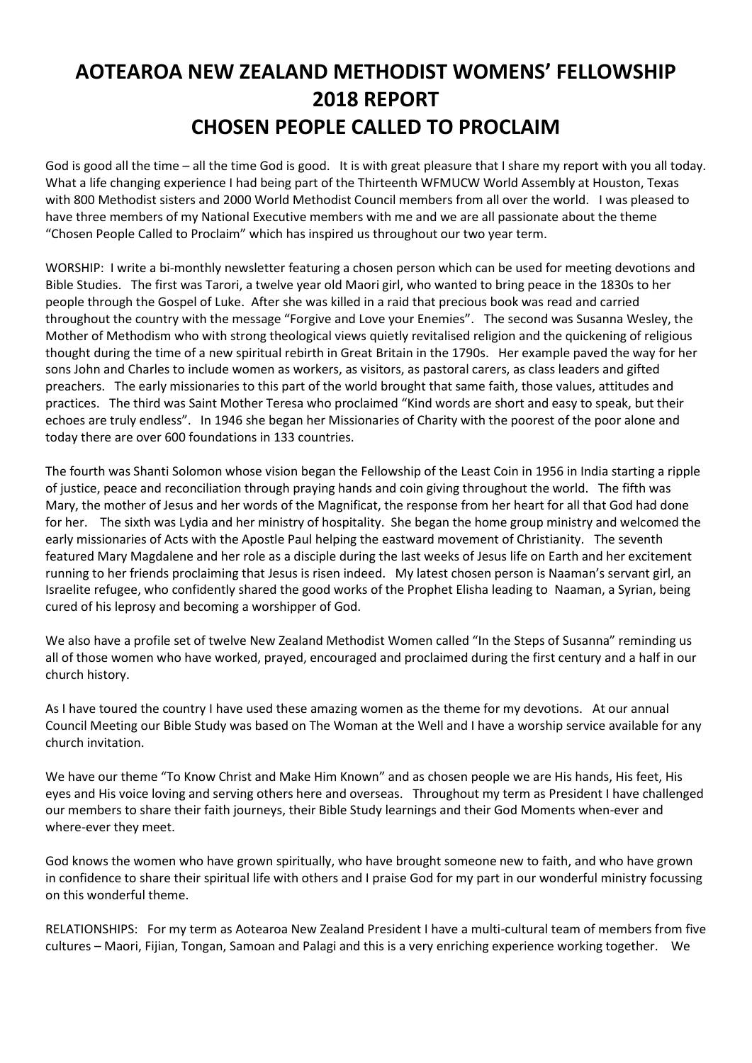# AOTEAROA NEW ZEALAND METHODIST WOMENS' FELLOWSHIP 2018 REPORT CHOSEN PEOPLE CALLED TO PROCLAIM

God is good all the time – all the time God is good. It is with great pleasure that I share my report with you all today. What a life changing experience I had being part of the Thirteenth WFMUCW World Assembly at Houston, Texas with 800 Methodist sisters and 2000 World Methodist Council members from all over the world. I was pleased to have three members of my National Executive members with me and we are all passionate about the theme "Chosen People Called to Proclaim" which has inspired us throughout our two year term.

WORSHIP: I write a bi-monthly newsletter featuring a chosen person which can be used for meeting devotions and Bible Studies. The first was Tarori, a twelve year old Maori girl, who wanted to bring peace in the 1830s to her people through the Gospel of Luke. After she was killed in a raid that precious book was read and carried throughout the country with the message "Forgive and Love your Enemies". The second was Susanna Wesley, the Mother of Methodism who with strong theological views quietly revitalised religion and the quickening of religious thought during the time of a new spiritual rebirth in Great Britain in the 1790s. Her example paved the way for her sons John and Charles to include women as workers, as visitors, as pastoral carers, as class leaders and gifted preachers. The early missionaries to this part of the world brought that same faith, those values, attitudes and practices. The third was Saint Mother Teresa who proclaimed "Kind words are short and easy to speak, but their echoes are truly endless". In 1946 she began her Missionaries of Charity with the poorest of the poor alone and today there are over 600 foundations in 133 countries.

The fourth was Shanti Solomon whose vision began the Fellowship of the Least Coin in 1956 in India starting a ripple of justice, peace and reconciliation through praying hands and coin giving throughout the world. The fifth was Mary, the mother of Jesus and her words of the Magnificat, the response from her heart for all that God had done for her. The sixth was Lydia and her ministry of hospitality. She began the home group ministry and welcomed the early missionaries of Acts with the Apostle Paul helping the eastward movement of Christianity. The seventh featured Mary Magdalene and her role as a disciple during the last weeks of Jesus life on Earth and her excitement running to her friends proclaiming that Jesus is risen indeed. My latest chosen person is Naaman's servant girl, an Israelite refugee, who confidently shared the good works of the Prophet Elisha leading to Naaman, a Syrian, being cured of his leprosy and becoming a worshipper of God.

We also have a profile set of twelve New Zealand Methodist Women called "In the Steps of Susanna" reminding us all of those women who have worked, prayed, encouraged and proclaimed during the first century and a half in our church history.

As I have toured the country I have used these amazing women as the theme for my devotions. At our annual Council Meeting our Bible Study was based on The Woman at the Well and I have a worship service available for any church invitation.

We have our theme "To Know Christ and Make Him Known" and as chosen people we are His hands, His feet, His eyes and His voice loving and serving others here and overseas. Throughout my term as President I have challenged our members to share their faith journeys, their Bible Study learnings and their God Moments when-ever and where-ever they meet.

God knows the women who have grown spiritually, who have brought someone new to faith, and who have grown in confidence to share their spiritual life with others and I praise God for my part in our wonderful ministry focussing on this wonderful theme.

RELATIONSHIPS: For my term as Aotearoa New Zealand President I have a multi-cultural team of members from five cultures – Maori, Fijian, Tongan, Samoan and Palagi and this is a very enriching experience working together. We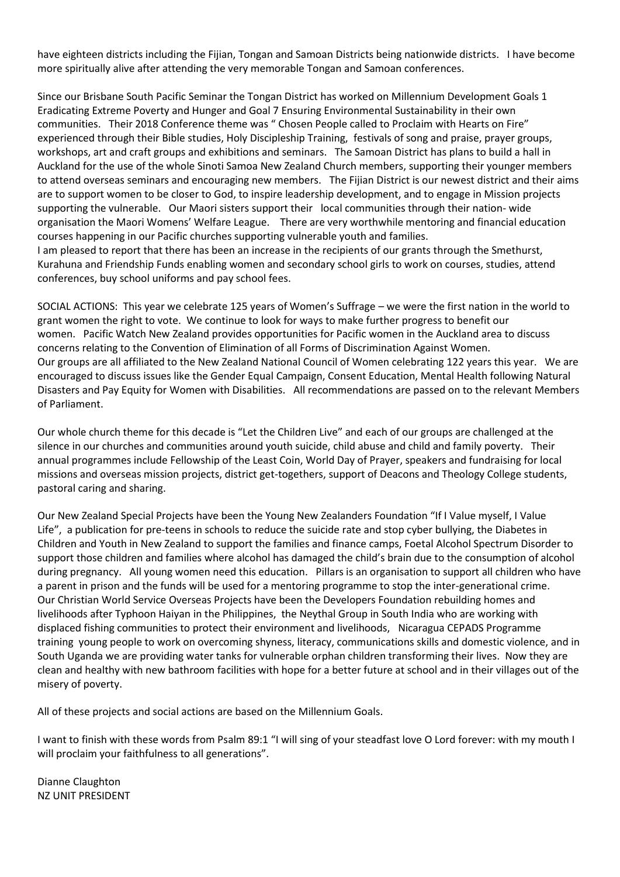have eighteen districts including the Fijian, Tongan and Samoan Districts being nationwide districts. I have become more spiritually alive after attending the very memorable Tongan and Samoan conferences.

Since our Brisbane South Pacific Seminar the Tongan District has worked on Millennium Development Goals 1 Eradicating Extreme Poverty and Hunger and Goal 7 Ensuring Environmental Sustainability in their own communities. Their 2018 Conference theme was " Chosen People called to Proclaim with Hearts on Fire" experienced through their Bible studies, Holy Discipleship Training, festivals of song and praise, prayer groups, workshops, art and craft groups and exhibitions and seminars. The Samoan District has plans to build a hall in Auckland for the use of the whole Sinoti Samoa New Zealand Church members, supporting their younger members to attend overseas seminars and encouraging new members. The Fijian District is our newest district and their aims are to support women to be closer to God, to inspire leadership development, and to engage in Mission projects supporting the vulnerable. Our Maori sisters support their local communities through their nation- wide organisation the Maori Womens' Welfare League. There are very worthwhile mentoring and financial education courses happening in our Pacific churches supporting vulnerable youth and families.
I am pleased to report that there has been an increase in the recipients of our grants through the Smethurst, Kurahuna and Friendship Funds enabling women and secondary school girls to work on courses, studies, attend conferences, buy school uniforms and pay school fees.

SOCIAL ACTIONS: This year we celebrate 125 years of Women's Suffrage – we were the first nation in the world to grant women the right to vote. We continue to look for ways to make further progress to benefit our women. Pacific Watch New Zealand provides opportunities for Pacific women in the Auckland area to discuss concerns relating to the Convention of Elimination of all Forms of Discrimination Against Women.
Our groups are all affiliated to the New Zealand National Council of Women celebrating 122 years this year. We are encouraged to discuss issues like the Gender Equal Campaign, Consent Education, Mental Health following Natural Disasters and Pay Equity for Women with Disabilities. All recommendations are passed on to the relevant Members of Parliament.

Our whole church theme for this decade is "Let the Children Live" and each of our groups are challenged at the silence in our churches and communities around youth suicide, child abuse and child and family poverty. Their annual programmes include Fellowship of the Least Coin, World Day of Prayer, speakers and fundraising for local missions and overseas mission projects, district get-togethers, support of Deacons and Theology College students, pastoral caring and sharing.

Our New Zealand Special Projects have been the Young New Zealanders Foundation "If I Value myself, I Value Life", a publication for pre-teens in schools to reduce the suicide rate and stop cyber bullying, the Diabetes in Children and Youth in New Zealand to support the families and finance camps, Foetal Alcohol Spectrum Disorder to support those children and families where alcohol has damaged the child's brain due to the consumption of alcohol during pregnancy. All young women need this education. Pillars is an organisation to support all children who have a parent in prison and the funds will be used for a mentoring programme to stop the inter-generational crime.
Our Christian World Service Overseas Projects have been the Developers Foundation rebuilding homes and livelihoods after Typhoon Haiyan in the Philippines, the Neythal Group in South India who are working with displaced fishing communities to protect their environment and livelihoods, Nicaragua CEPADS Programme training young people to work on overcoming shyness, literacy, communications skills and domestic violence, and in South Uganda we are providing water tanks for vulnerable orphan children transforming their lives. Now they are clean and healthy with new bathroom facilities with hope for a better future at school and in their villages out of the misery of poverty.

All of these projects and social actions are based on the Millennium Goals.

I want to finish with these words from Psalm 89:1 "I will sing of your steadfast love O Lord forever: with my mouth I will proclaim your faithfulness to all generations".

Dianne Claughton
NZ UNIT PRESIDENT